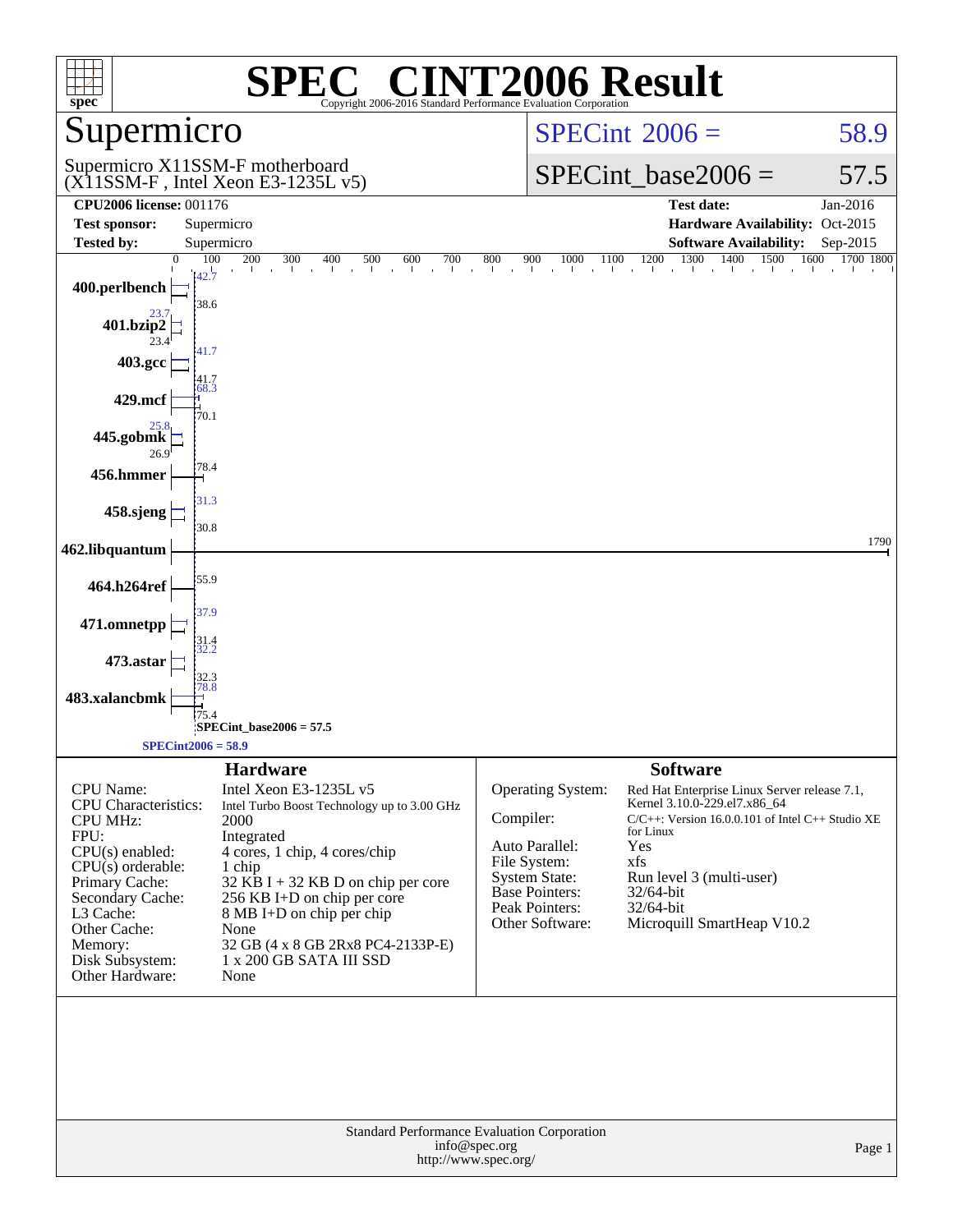# SPEC CINT2006 Result

Copyright 2006-2016 Standard Performance Evaluation Corporation

## Supermicro

Supermicro X11SSM-F motherboard (X11SSM-F , Intel Xeon E3-1235L v5)

SPECint 2006 = 58.9

SPECint_base2006 = 57.5

| | | | |
|---|---|---|---|
| **CPU2006 license:** 001176 | | **Test date:** | Jan-2016 |
| **Test sponsor:** | Supermicro | **Hardware Availability:** | Oct-2015 |
| **Tested by:** | Supermicro | **Software Availability:** | Sep-2015 |

| Benchmark | Peak | Base |
|---|---|---|
| 400.perlbench | 42.7 | 38.6 |
| 401.bzip2 | 23.7 | 23.4 |
| 403.gcc | 41.7 | 41.7 |
| 429.mcf | 68.3 | 70.1 |
| 445.gobmk | 25.8 | 26.9 |
| 456.hmmer | | 78.4 |
| 458.sjeng | 31.3 | 30.8 |
| 462.libquantum | | 1790 |
| 464.h264ref | | 55.9 |
| 471.omnetpp | 37.9 | 31.4 |
| 473.astar | 32.2 | 32.3 |
| 483.xalancbmk | 78.8 | 75.4 |

SPECint_base2006 = 57.5

SPECint2006 = 58.9

## Hardware

| | |
|---|---|
| CPU Name: | Intel Xeon E3-1235L v5 |
| CPU Characteristics: | Intel Turbo Boost Technology up to 3.00 GHz |
| CPU MHz: | 2000 |
| FPU: | Integrated |
| CPU(s) enabled: | 4 cores, 1 chip, 4 cores/chip |
| CPU(s) orderable: | 1 chip |
| Primary Cache: | 32 KB I + 32 KB D on chip per core |
| Secondary Cache: | 256 KB I+D on chip per core |
| L3 Cache: | 8 MB I+D on chip per chip |
| Other Cache: | None |
| Memory: | 32 GB (4 x 8 GB 2Rx8 PC4-2133P-E) |
| Disk Subsystem: | 1 x 200 GB SATA III SSD |
| Other Hardware: | None |

## Software

| | |
|---|---|
| Operating System: | Red Hat Enterprise Linux Server release 7.1, Kernel 3.10.0-229.el7.x86_64 |
| Compiler: | C/C++: Version 16.0.0.101 of Intel C++ Studio XE for Linux |
| Auto Parallel: | Yes |
| File System: | xfs |
| System State: | Run level 3 (multi-user) |
| Base Pointers: | 32/64-bit |
| Peak Pointers: | 32/64-bit |
| Other Software: | Microquill SmartHeap V10.2 |

Standard Performance Evaluation Corporation
info@spec.org
http://www.spec.org/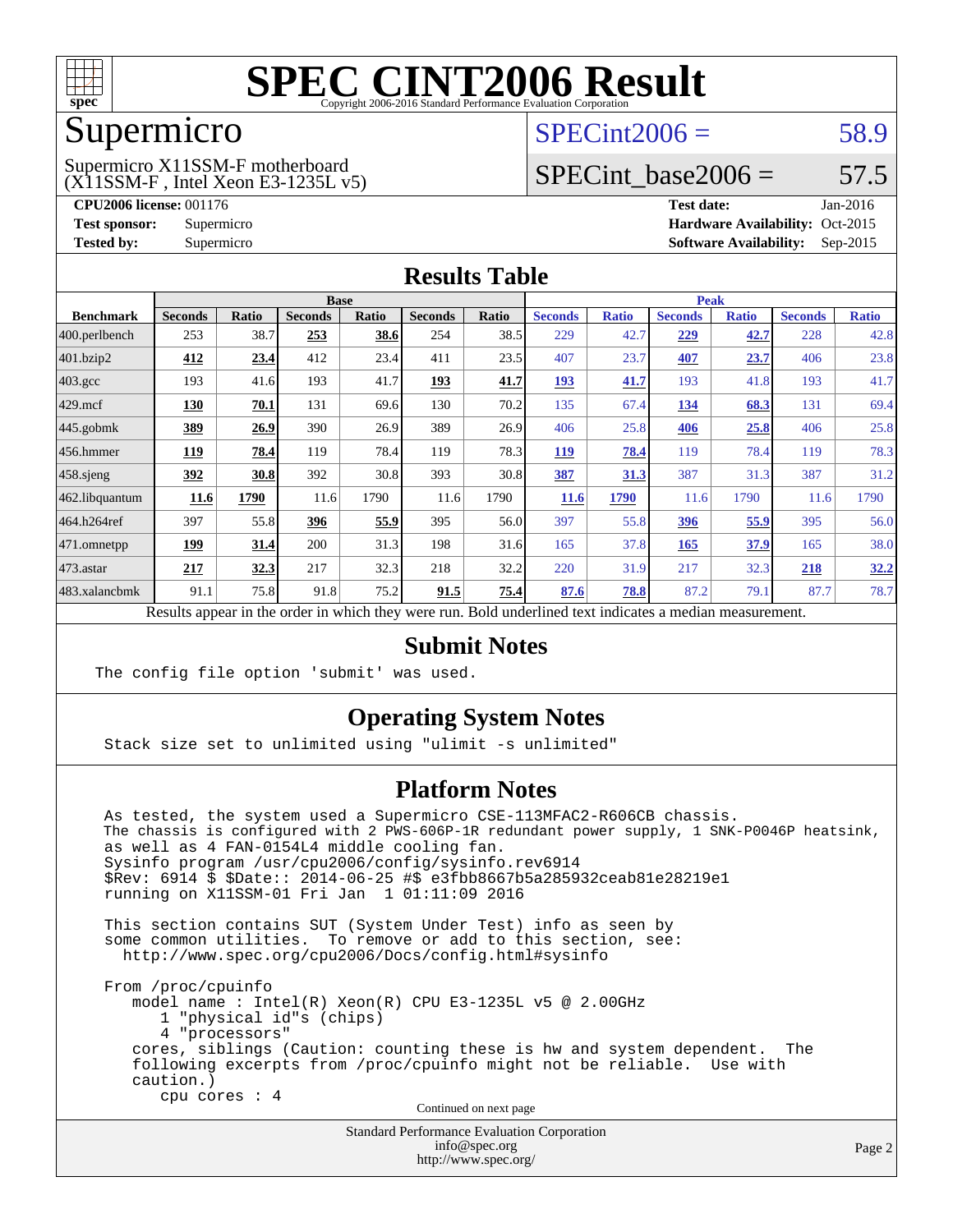# SPEC CINT2006 Result

Copyright 2006-2016 Standard Performance Evaluation Corporation

## Supermicro

Supermicro X11SSM-F motherboard (X11SSM-F , Intel Xeon E3-1235L v5)

SPECint2006 = 58.9

SPECint_base2006 = 57.5

**CPU2006 license:** 001176 **Test date:** Jan-2016

**Test sponsor:** Supermicro **Hardware Availability:** Oct-2015

**Tested by:** Supermicro **Software Availability:** Sep-2015

## Results Table

| Benchmark | Base | | | | | | Peak | | | | | |
|---|---|---|---|---|---|---|---|---|---|---|---|---|
| | Seconds | Ratio | Seconds | Ratio | Seconds | Ratio | Seconds | Ratio | Seconds | Ratio | Seconds | Ratio |
| 400.perlbench | 253 | 38.7 | **253** | **38.6** | 254 | 38.5 | 229 | 42.7 | **229** | **42.7** | 228 | 42.8 |
| 401.bzip2 | **412** | **23.4** | 412 | 23.4 | 411 | 23.5 | 407 | 23.7 | **407** | **23.7** | 406 | 23.8 |
| 403.gcc | 193 | 41.6 | 193 | 41.7 | **193** | **41.7** | **193** | **41.7** | 193 | 41.8 | 193 | 41.7 |
| 429.mcf | **130** | **70.1** | 131 | 69.6 | 130 | 70.2 | 135 | 67.4 | **134** | **68.3** | 131 | 69.4 |
| 445.gobmk | **389** | **26.9** | 390 | 26.9 | 389 | 26.9 | 406 | 25.8 | **406** | **25.8** | 406 | 25.8 |
| 456.hmmer | **119** | **78.4** | 119 | 78.4 | 119 | 78.3 | **119** | **78.4** | 119 | 78.4 | 119 | 78.3 |
| 458.sjeng | **392** | **30.8** | 392 | 30.8 | 393 | 30.8 | **387** | **31.3** | 387 | 31.3 | 387 | 31.2 |
| 462.libquantum | **11.6** | **1790** | 11.6 | 1790 | 11.6 | 1790 | **11.6** | **1790** | 11.6 | 1790 | 11.6 | 1790 |
| 464.h264ref | 397 | 55.8 | **396** | **55.9** | 395 | 56.0 | 397 | 55.8 | **396** | **55.9** | 395 | 56.0 |
| 471.omnetpp | **199** | **31.4** | 200 | 31.3 | 198 | 31.6 | 165 | 37.8 | **165** | **37.9** | 165 | 38.0 |
| 473.astar | **217** | **32.3** | 217 | 32.3 | 218 | 32.2 | 220 | 31.9 | 217 | 32.3 | **218** | **32.2** |
| 483.xalancbmk | 91.1 | 75.8 | 91.8 | 75.2 | **91.5** | **75.4** | **87.6** | **78.8** | 87.2 | 79.1 | 87.7 | 78.7 |

Results appear in the order in which they were run. Bold underlined text indicates a median measurement.

## Submit Notes

```
The config file option 'submit' was used.
```

## Operating System Notes

```
Stack size set to unlimited using "ulimit -s unlimited"
```

## Platform Notes

```
As tested, the system used a Supermicro CSE-113MFAC2-R606CB chassis.
The chassis is configured with 2 PWS-606P-1R redundant power supply, 1 SNK-P0046P heatsink,
as well as 4 FAN-0154L4 middle cooling fan.
Sysinfo program /usr/cpu2006/config/sysinfo.rev6914
$Rev: 6914 $ $Date:: 2014-06-25 #$ e3fbb8667b5a285932ceab81e28219e1
running on X11SSM-01 Fri Jan  1 01:11:09 2016

This section contains SUT (System Under Test) info as seen by
some common utilities.  To remove or add to this section, see:
  http://www.spec.org/cpu2006/Docs/config.html#sysinfo

From /proc/cpuinfo
   model name : Intel(R) Xeon(R) CPU E3-1235L v5 @ 2.00GHz
      1 "physical id"s (chips)
      4 "processors"
   cores, siblings (Caution: counting these is hw and system dependent.  The
   following excerpts from /proc/cpuinfo might not be reliable.  Use with
   caution.)
      cpu cores : 4
```

Continued on next page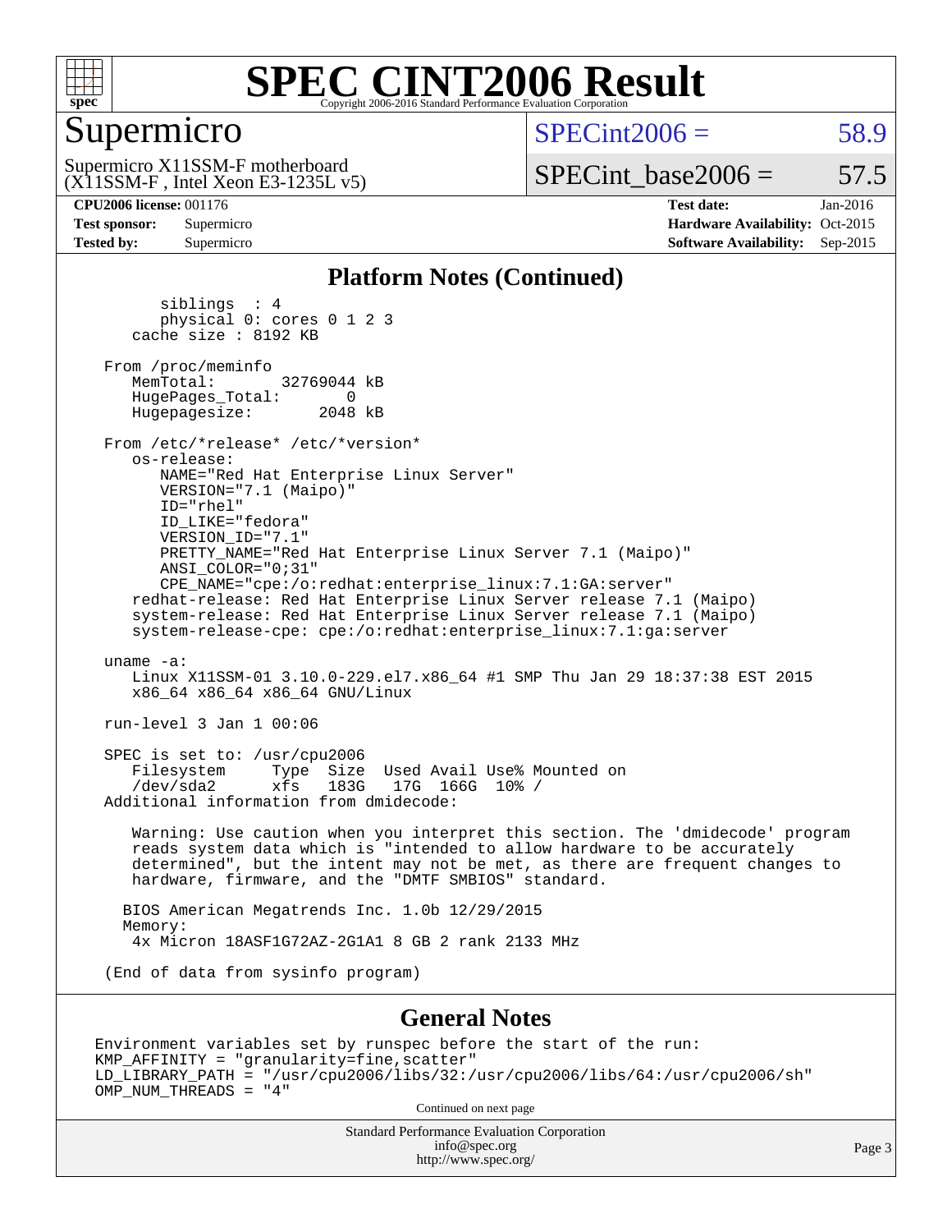# SPEC CINT2006 Result

Copyright 2006-2016 Standard Performance Evaluation Corporation

## Supermicro

Supermicro X11SSM-F motherboard (X11SSM-F , Intel Xeon E3-1235L v5)

SPECint2006 = 58.9

SPECint_base2006 = 57.5

**CPU2006 license:** 001176
**Test sponsor:** Supermicro
**Tested by:** Supermicro

**Test date:** Jan-2016
**Hardware Availability:** Oct-2015
**Software Availability:** Sep-2015

## Platform Notes (Continued)

```
        siblings  : 4
        physical 0: cores 0 1 2 3
     cache size : 8192 KB

  From /proc/meminfo
     MemTotal:       32769044 kB
     HugePages_Total:       0
     Hugepagesize:       2048 kB

  From /etc/*release* /etc/*version*
     os-release:
        NAME="Red Hat Enterprise Linux Server"
        VERSION="7.1 (Maipo)"
        ID="rhel"
        ID_LIKE="fedora"
        VERSION_ID="7.1"
        PRETTY_NAME="Red Hat Enterprise Linux Server 7.1 (Maipo)"
        ANSI_COLOR="0;31"
        CPE_NAME="cpe:/o:redhat:enterprise_linux:7.1:GA:server"
     redhat-release: Red Hat Enterprise Linux Server release 7.1 (Maipo)
     system-release: Red Hat Enterprise Linux Server release 7.1 (Maipo)
     system-release-cpe: cpe:/o:redhat:enterprise_linux:7.1:ga:server

  uname -a:
     Linux X11SSM-01 3.10.0-229.el7.x86_64 #1 SMP Thu Jan 29 18:37:38 EST 2015
     x86_64 x86_64 x86_64 GNU/Linux

  run-level 3 Jan 1 00:06

  SPEC is set to: /usr/cpu2006
     Filesystem     Type  Size  Used Avail Use% Mounted on
     /dev/sda2      xfs   183G   17G  166G  10% /
  Additional information from dmidecode:

     Warning: Use caution when you interpret this section. The 'dmidecode' program
     reads system data which is "intended to allow hardware to be accurately
     determined", but the intent may not be met, as there are frequent changes to
     hardware, firmware, and the "DMTF SMBIOS" standard.

    BIOS American Megatrends Inc. 1.0b 12/29/2015
    Memory:
     4x Micron 18ASF1G72AZ-2G1A1 8 GB 2 rank 2133 MHz

  (End of data from sysinfo program)
```

## General Notes

```
Environment variables set by runspec before the start of the run:
KMP_AFFINITY = "granularity=fine,scatter"
LD_LIBRARY_PATH = "/usr/cpu2006/libs/32:/usr/cpu2006/libs/64:/usr/cpu2006/sh"
OMP_NUM_THREADS = "4"
```

Continued on next page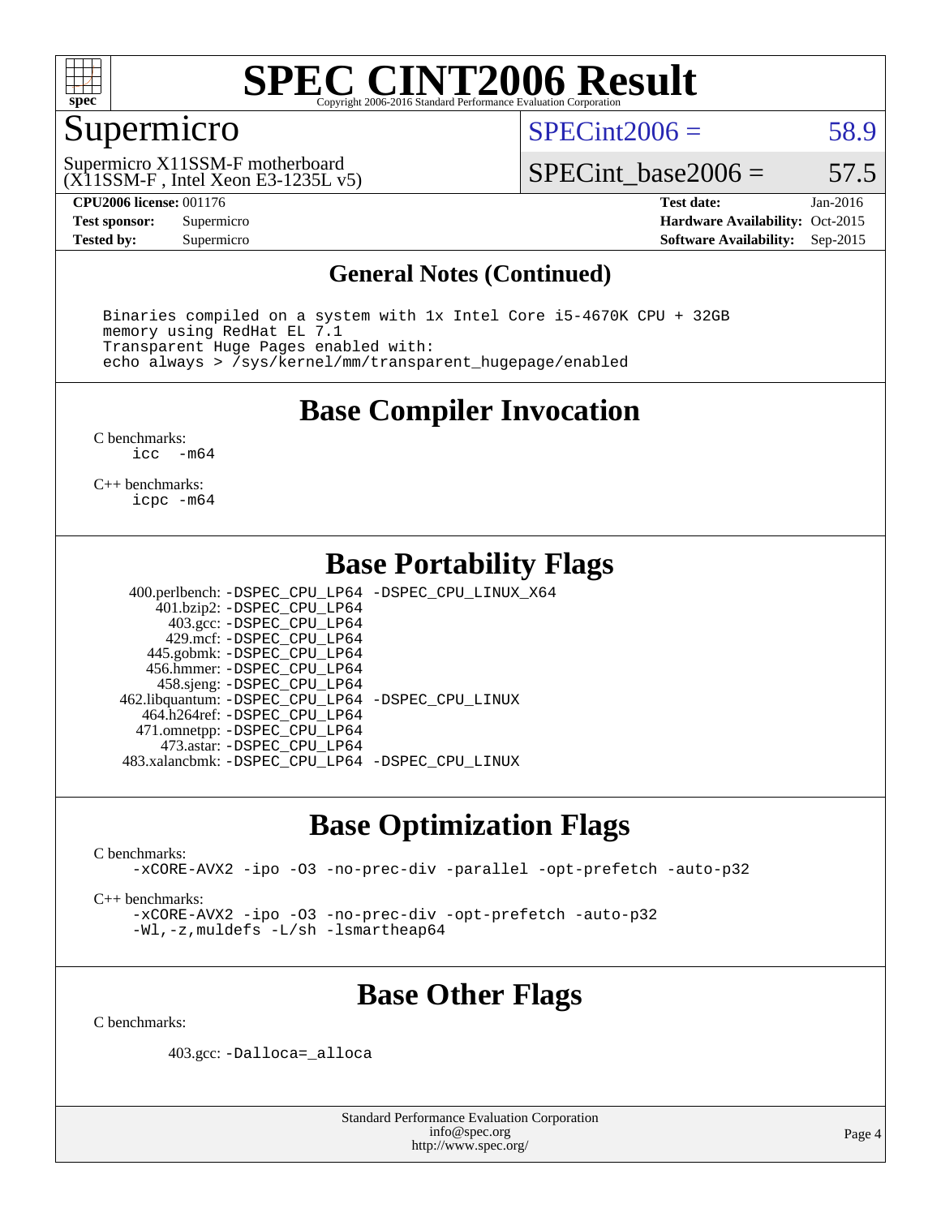# SPEC CINT2006 Result

Copyright 2006-2016 Standard Performance Evaluation Corporation

## Supermicro

Supermicro X11SSM-F motherboard
(X11SSM-F , Intel Xeon E3-1235L v5)

SPECint2006 = 58.9

SPECint_base2006 = 57.5

**CPU2006 license:** 001176
**Test sponsor:** Supermicro
**Tested by:** Supermicro

**Test date:** Jan-2016
**Hardware Availability:** Oct-2015
**Software Availability:** Sep-2015

### General Notes (Continued)

```
Binaries compiled on a system with 1x Intel Core i5-4670K CPU + 32GB
memory using RedHat EL 7.1
Transparent Huge Pages enabled with:
echo always > /sys/kernel/mm/transparent_hugepage/enabled
```

## Base Compiler Invocation

C benchmarks:
`icc -m64`

C++ benchmarks:
`icpc -m64`

## Base Portability Flags

400.perlbench: `-DSPEC_CPU_LP64 -DSPEC_CPU_LINUX_X64`
401.bzip2: `-DSPEC_CPU_LP64`
403.gcc: `-DSPEC_CPU_LP64`
429.mcf: `-DSPEC_CPU_LP64`
445.gobmk: `-DSPEC_CPU_LP64`
456.hmmer: `-DSPEC_CPU_LP64`
458.sjeng: `-DSPEC_CPU_LP64`
462.libquantum: `-DSPEC_CPU_LP64 -DSPEC_CPU_LINUX`
464.h264ref: `-DSPEC_CPU_LP64`
471.omnetpp: `-DSPEC_CPU_LP64`
473.astar: `-DSPEC_CPU_LP64`
483.xalancbmk: `-DSPEC_CPU_LP64 -DSPEC_CPU_LINUX`

## Base Optimization Flags

C benchmarks:
`-xCORE-AVX2 -ipo -O3 -no-prec-div -parallel -opt-prefetch -auto-p32`

C++ benchmarks:
`-xCORE-AVX2 -ipo -O3 -no-prec-div -opt-prefetch -auto-p32`
`-Wl,-z,muldefs -L/sh -lsmartheap64`

## Base Other Flags

C benchmarks:

403.gcc: `-Dalloca=_alloca`

Standard Performance Evaluation Corporation
info@spec.org
http://www.spec.org/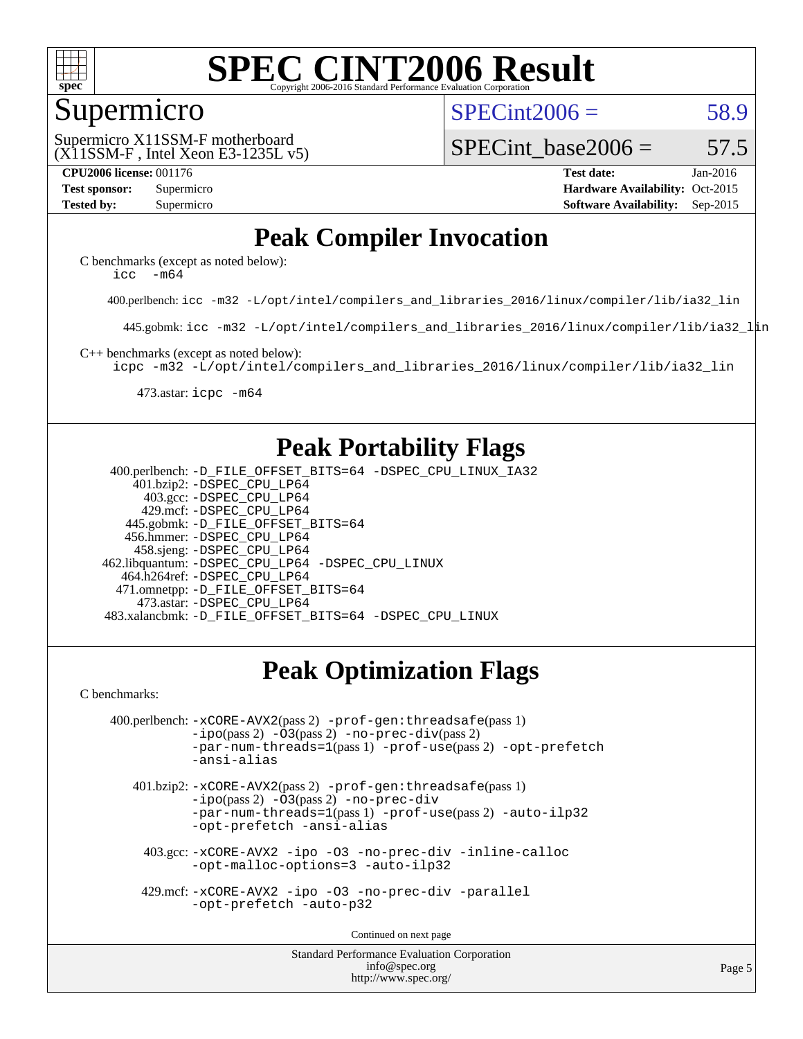# SPEC CINT2006 Result

Copyright 2006-2016 Standard Performance Evaluation Corporation

## Supermicro

Supermicro X11SSM-F motherboard
(X11SSM-F , Intel Xeon E3-1235L v5)

SPECint2006 = 58.9

SPECint_base2006 = 57.5

**CPU2006 license:** 001176
**Test sponsor:** Supermicro
**Tested by:** Supermicro

**Test date:** Jan-2016
**Hardware Availability:** Oct-2015
**Software Availability:** Sep-2015

## Peak Compiler Invocation

C benchmarks (except as noted below):
```
icc   -m64
```

400.perlbench: `icc -m32 -L/opt/intel/compilers_and_libraries_2016/linux/compiler/lib/ia32_lin`

445.gobmk: `icc -m32 -L/opt/intel/compilers_and_libraries_2016/linux/compiler/lib/ia32_lin`

C++ benchmarks (except as noted below):
```
icpc -m32 -L/opt/intel/compilers_and_libraries_2016/linux/compiler/lib/ia32_lin
```

473.astar: `icpc -m64`

## Peak Portability Flags

400.perlbench: `-D_FILE_OFFSET_BITS=64 -DSPEC_CPU_LINUX_IA32`
401.bzip2: `-DSPEC_CPU_LP64`
403.gcc: `-DSPEC_CPU_LP64`
429.mcf: `-DSPEC_CPU_LP64`
445.gobmk: `-D_FILE_OFFSET_BITS=64`
456.hmmer: `-DSPEC_CPU_LP64`
458.sjeng: `-DSPEC_CPU_LP64`
462.libquantum: `-DSPEC_CPU_LP64 -DSPEC_CPU_LINUX`
464.h264ref: `-DSPEC_CPU_LP64`
471.omnetpp: `-D_FILE_OFFSET_BITS=64`
473.astar: `-DSPEC_CPU_LP64`
483.xalancbmk: `-D_FILE_OFFSET_BITS=64 -DSPEC_CPU_LINUX`

## Peak Optimization Flags

C benchmarks:

400.perlbench: `-xCORE-AVX2`(pass 2) `-prof-gen:threadsafe`(pass 1) `-ipo`(pass 2) `-O3`(pass 2) `-no-prec-div`(pass 2) `-par-num-threads=1`(pass 1) `-prof-use`(pass 2) `-opt-prefetch` `-ansi-alias`

401.bzip2: `-xCORE-AVX2`(pass 2) `-prof-gen:threadsafe`(pass 1) `-ipo`(pass 2) `-O3`(pass 2) `-no-prec-div` `-par-num-threads=1`(pass 1) `-prof-use`(pass 2) `-auto-ilp32` `-opt-prefetch -ansi-alias`

403.gcc: `-xCORE-AVX2 -ipo -O3 -no-prec-div -inline-calloc -opt-malloc-options=3 -auto-ilp32`

429.mcf: `-xCORE-AVX2 -ipo -O3 -no-prec-div -parallel -opt-prefetch -auto-p32`

Continued on next page

Standard Performance Evaluation Corporation
info@spec.org
http://www.spec.org/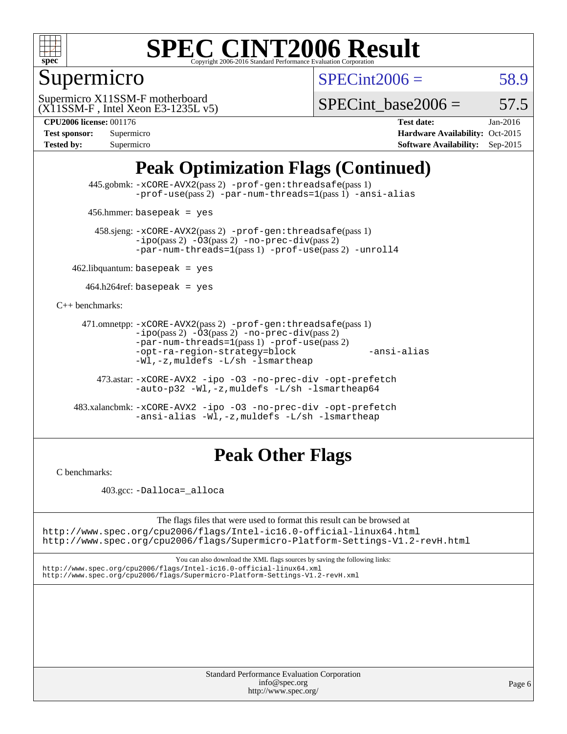# SPEC CINT2006 Result

Copyright 2006-2016 Standard Performance Evaluation Corporation

## Supermicro

Supermicro X11SSM-F motherboard
(X11SSM-F , Intel Xeon E3-1235L v5)

SPECint2006 = 58.9

SPECint_base2006 = 57.5

**CPU2006 license:** 001176
**Test sponsor:** Supermicro
**Tested by:** Supermicro

**Test date:** Jan-2016
**Hardware Availability:** Oct-2015
**Software Availability:** Sep-2015

## Peak Optimization Flags (Continued)

445.gobmk: -xCORE-AVX2(pass 2) -prof-gen:threadsafe(pass 1) -prof-use(pass 2) -par-num-threads=1(pass 1) -ansi-alias

456.hmmer: basepeak = yes

458.sjeng: -xCORE-AVX2(pass 2) -prof-gen:threadsafe(pass 1) -ipo(pass 2) -O3(pass 2) -no-prec-div(pass 2) -par-num-threads=1(pass 1) -prof-use(pass 2) -unroll4

462.libquantum: basepeak = yes

464.h264ref: basepeak = yes

C++ benchmarks:

471.omnetpp: -xCORE-AVX2(pass 2) -prof-gen:threadsafe(pass 1) -ipo(pass 2) -O3(pass 2) -no-prec-div(pass 2) -par-num-threads=1(pass 1) -prof-use(pass 2) -opt-ra-region-strategy=block -ansi-alias -Wl,-z,muldefs -L/sh -lsmartheap

473.astar: -xCORE-AVX2 -ipo -O3 -no-prec-div -opt-prefetch -auto-p32 -Wl,-z,muldefs -L/sh -lsmartheap64

483.xalancbmk: -xCORE-AVX2 -ipo -O3 -no-prec-div -opt-prefetch -ansi-alias -Wl,-z,muldefs -L/sh -lsmartheap

## Peak Other Flags

C benchmarks:

403.gcc: -Dalloca=_alloca

The flags files that were used to format this result can be browsed at
http://www.spec.org/cpu2006/flags/Intel-ic16.0-official-linux64.html
http://www.spec.org/cpu2006/flags/Supermicro-Platform-Settings-V1.2-revH.html

You can also download the XML flags sources by saving the following links:
http://www.spec.org/cpu2006/flags/Intel-ic16.0-official-linux64.xml
http://www.spec.org/cpu2006/flags/Supermicro-Platform-Settings-V1.2-revH.xml

Standard Performance Evaluation Corporation
info@spec.org
http://www.spec.org/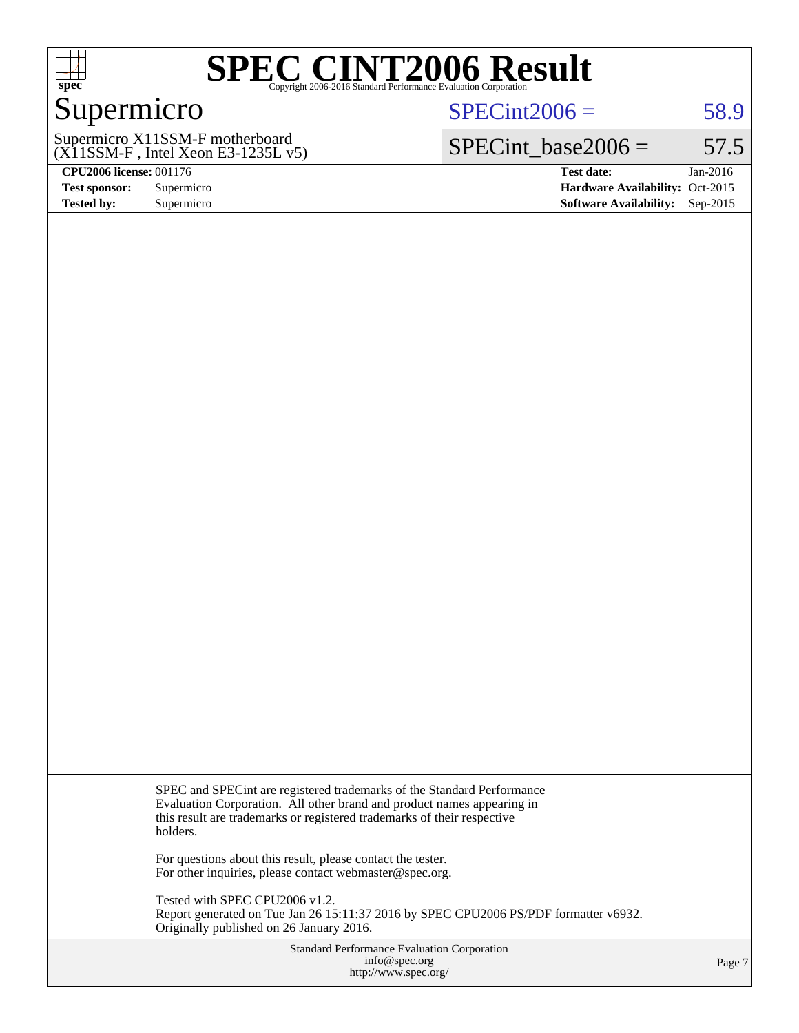SPEC and SPECint are registered trademarks of the Standard Performance Evaluation Corporation. All other brand and product names appearing in this result are trademarks or registered trademarks of their respective holders.

For questions about this result, please contact the tester.
For other inquiries, please contact webmaster@spec.org.

Tested with SPEC CPU2006 v1.2.
Report generated on Tue Jan 26 15:11:37 2016 by SPEC CPU2006 PS/PDF formatter v6932.
Originally published on 26 January 2016.